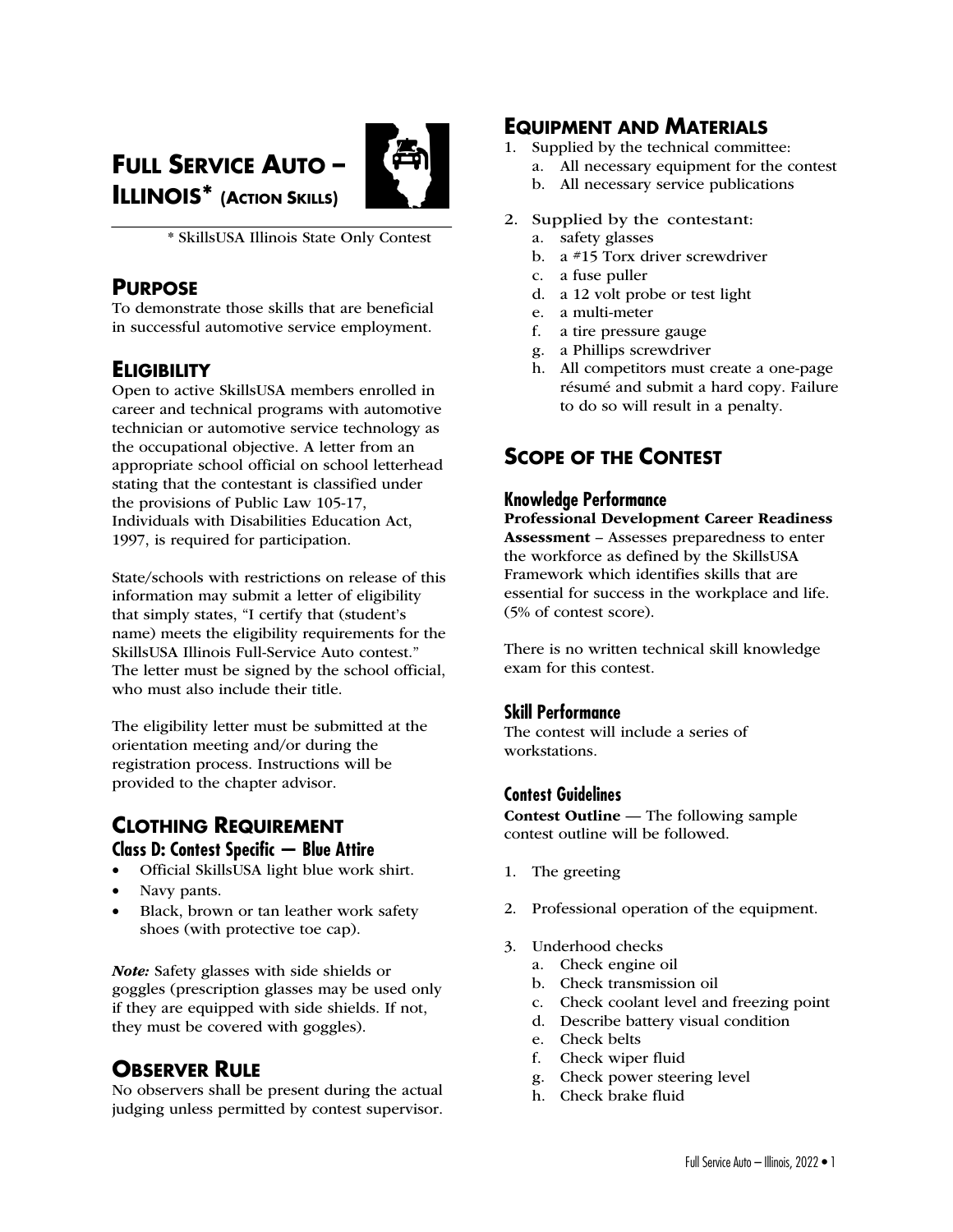# FULL SERVICE AUTO – ILLINOIS* (ACTION SKILLS)

\* SkillsUSA Illinois State Only Contest

## PURPOSE

To demonstrate those skills that are beneficial in successful automotive service employment.

## ELIGIBILITY

Open to active SkillsUSA members enrolled in career and technical programs with automotive technician or automotive service technology as the occupational objective. A letter from an appropriate school official on school letterhead stating that the contestant is classified under the provisions of Public Law 105-17, Individuals with Disabilities Education Act, 1997, is required for participation.

State/schools with restrictions on release of this information may submit a letter of eligibility that simply states, "I certify that (student's name) meets the eligibility requirements for the SkillsUSA Illinois Full-Service Auto contest." The letter must be signed by the school official, who must also include their title.

The eligibility letter must be submitted at the orientation meeting and/or during the registration process. Instructions will be provided to the chapter advisor.

## CLOTHING REQUIREMENT

### Class D: Contest Specific — Blue Attire

- Official SkillsUSA light blue work shirt.
- Navy pants.
- Black, brown or tan leather work safety shoes (with protective toe cap).

*Note:* Safety glasses with side shields or goggles (prescription glasses may be used only if they are equipped with side shields. If not, they must be covered with goggles).

## OBSERVER RULE

No observers shall be present during the actual judging unless permitted by contest supervisor.

## EQUIPMENT AND MATERIALS

1. Supplied by the technical committee:
   a. All necessary equipment for the contest
   b. All necessary service publications
2. Supplied by the contestant:
   a. safety glasses
   b. a #15 Torx driver screwdriver
   c. a fuse puller
   d. a 12 volt probe or test light
   e. a multi-meter
   f. a tire pressure gauge
   g. a Phillips screwdriver
   h. All competitors must create a one-page résumé and submit a hard copy. Failure to do so will result in a penalty.

## SCOPE OF THE CONTEST

### Knowledge Performance

**Professional Development Career Readiness Assessment** – Assesses preparedness to enter the workforce as defined by the SkillsUSA Framework which identifies skills that are essential for success in the workplace and life. (5% of contest score).

There is no written technical skill knowledge exam for this contest.

### Skill Performance

The contest will include a series of workstations.

### Contest Guidelines

**Contest Outline** — The following sample contest outline will be followed.

1. The greeting
2. Professional operation of the equipment.
3. Underhood checks
   a. Check engine oil
   b. Check transmission oil
   c. Check coolant level and freezing point
   d. Describe battery visual condition
   e. Check belts
   f. Check wiper fluid
   g. Check power steering level
   h. Check brake fluid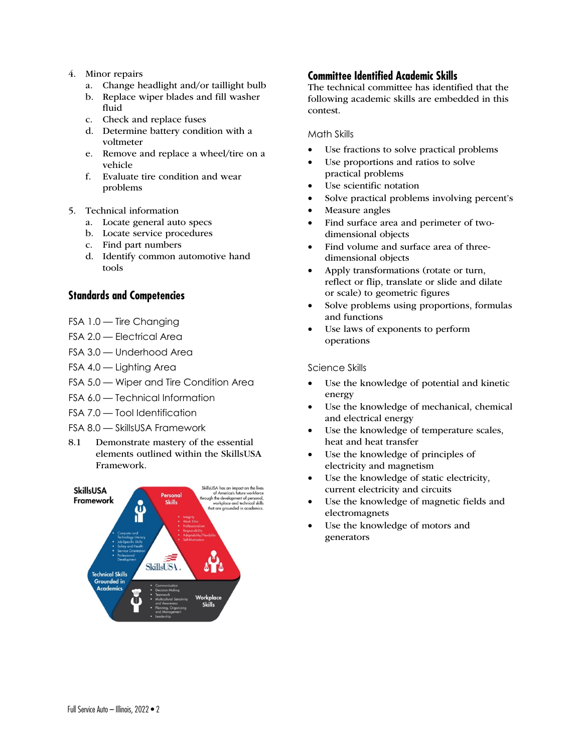4. Minor repairs
   a. Change headlight and/or taillight bulb
   b. Replace wiper blades and fill washer fluid
   c. Check and replace fuses
   d. Determine battery condition with a voltmeter
   e. Remove and replace a wheel/tire on a vehicle
   f. Evaluate tire condition and wear problems

5. Technical information
   a. Locate general auto specs
   b. Locate service procedures
   c. Find part numbers
   d. Identify common automotive hand tools

## Standards and Competencies

FSA 1.0 — Tire Changing

FSA 2.0 — Electrical Area

FSA 3.0 — Underhood Area

FSA 4.0 — Lighting Area

FSA 5.0 — Wiper and Tire Condition Area

FSA 6.0 — Technical Information

FSA 7.0 — Tool Identification

FSA 8.0 — SkillsUSA Framework

8.1 Demonstrate mastery of the essential elements outlined within the SkillsUSA Framework.

SkillsUSA Framework

SkillsUSA has an impact on the lives of America's future workforce through the development of personal, workplace and technical skills that are grounded in academics.

Personal Skills
- Integrity
- Work Ethic
- Professionalism
- Responsibility
- Adaptability/Flexibility
- Self-Motivation

Technical Skills Grounded in Academics
- Computer and Technology Literacy
- Job-Specific Skills
- Safety and Health
- Service Orientation
- Professional Development

Workplace Skills
- Communication
- Decision Making
- Teamwork
- Multicultural Sensitivity and Awareness
- Planning, Organizing and Management
- Leadership

## Committee Identified Academic Skills

The technical committee has identified that the following academic skills are embedded in this contest.

### Math Skills

- Use fractions to solve practical problems
- Use proportions and ratios to solve practical problems
- Use scientific notation
- Solve practical problems involving percent's
- Measure angles
- Find surface area and perimeter of two-dimensional objects
- Find volume and surface area of three-dimensional objects
- Apply transformations (rotate or turn, reflect or flip, translate or slide and dilate or scale) to geometric figures
- Solve problems using proportions, formulas and functions
- Use laws of exponents to perform operations

### Science Skills

- Use the knowledge of potential and kinetic energy
- Use the knowledge of mechanical, chemical and electrical energy
- Use the knowledge of temperature scales, heat and heat transfer
- Use the knowledge of principles of electricity and magnetism
- Use the knowledge of static electricity, current electricity and circuits
- Use the knowledge of magnetic fields and electromagnets
- Use the knowledge of motors and generators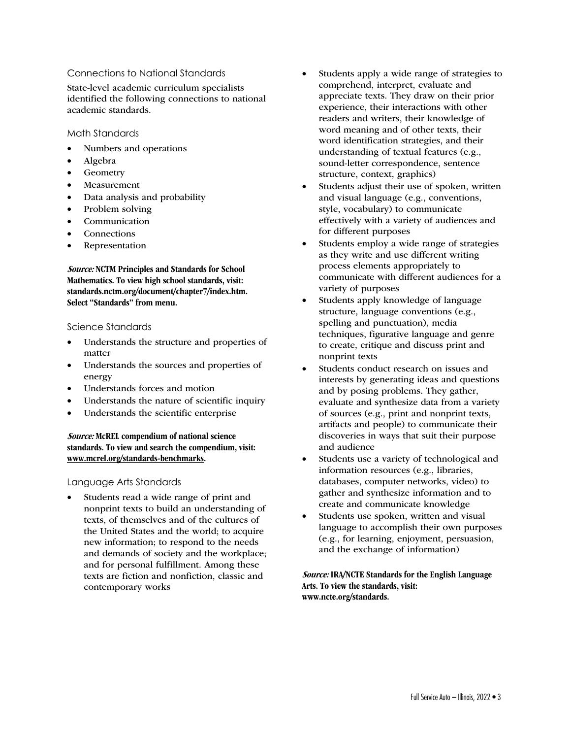## Connections to National Standards

State-level academic curriculum specialists identified the following connections to national academic standards.

### Math Standards

- Numbers and operations
- Algebra
- Geometry
- Measurement
- Data analysis and probability
- Problem solving
- Communication
- Connections
- Representation

***Source:*** **NCTM Principles and Standards for School Mathematics. To view high school standards, visit: standards.nctm.org/document/chapter7/index.htm. Select "Standards" from menu.**

### Science Standards

- Understands the structure and properties of matter
- Understands the sources and properties of energy
- Understands forces and motion
- Understands the nature of scientific inquiry
- Understands the scientific enterprise

***Source:*** **McREL compendium of national science standards. To view and search the compendium, visit: www.mcrel.org/standards-benchmarks.**

### Language Arts Standards

- Students read a wide range of print and nonprint texts to build an understanding of texts, of themselves and of the cultures of the United States and the world; to acquire new information; to respond to the needs and demands of society and the workplace; and for personal fulfillment. Among these texts are fiction and nonfiction, classic and contemporary works
- Students apply a wide range of strategies to comprehend, interpret, evaluate and appreciate texts. They draw on their prior experience, their interactions with other readers and writers, their knowledge of word meaning and of other texts, their word identification strategies, and their understanding of textual features (e.g., sound-letter correspondence, sentence structure, context, graphics)
- Students adjust their use of spoken, written and visual language (e.g., conventions, style, vocabulary) to communicate effectively with a variety of audiences and for different purposes
- Students employ a wide range of strategies as they write and use different writing process elements appropriately to communicate with different audiences for a variety of purposes
- Students apply knowledge of language structure, language conventions (e.g., spelling and punctuation), media techniques, figurative language and genre to create, critique and discuss print and nonprint texts
- Students conduct research on issues and interests by generating ideas and questions and by posing problems. They gather, evaluate and synthesize data from a variety of sources (e.g., print and nonprint texts, artifacts and people) to communicate their discoveries in ways that suit their purpose and audience
- Students use a variety of technological and information resources (e.g., libraries, databases, computer networks, video) to gather and synthesize information and to create and communicate knowledge
- Students use spoken, written and visual language to accomplish their own purposes (e.g., for learning, enjoyment, persuasion, and the exchange of information)

***Source:*** **IRA/NCTE Standards for the English Language Arts. To view the standards, visit: www.ncte.org/standards.**